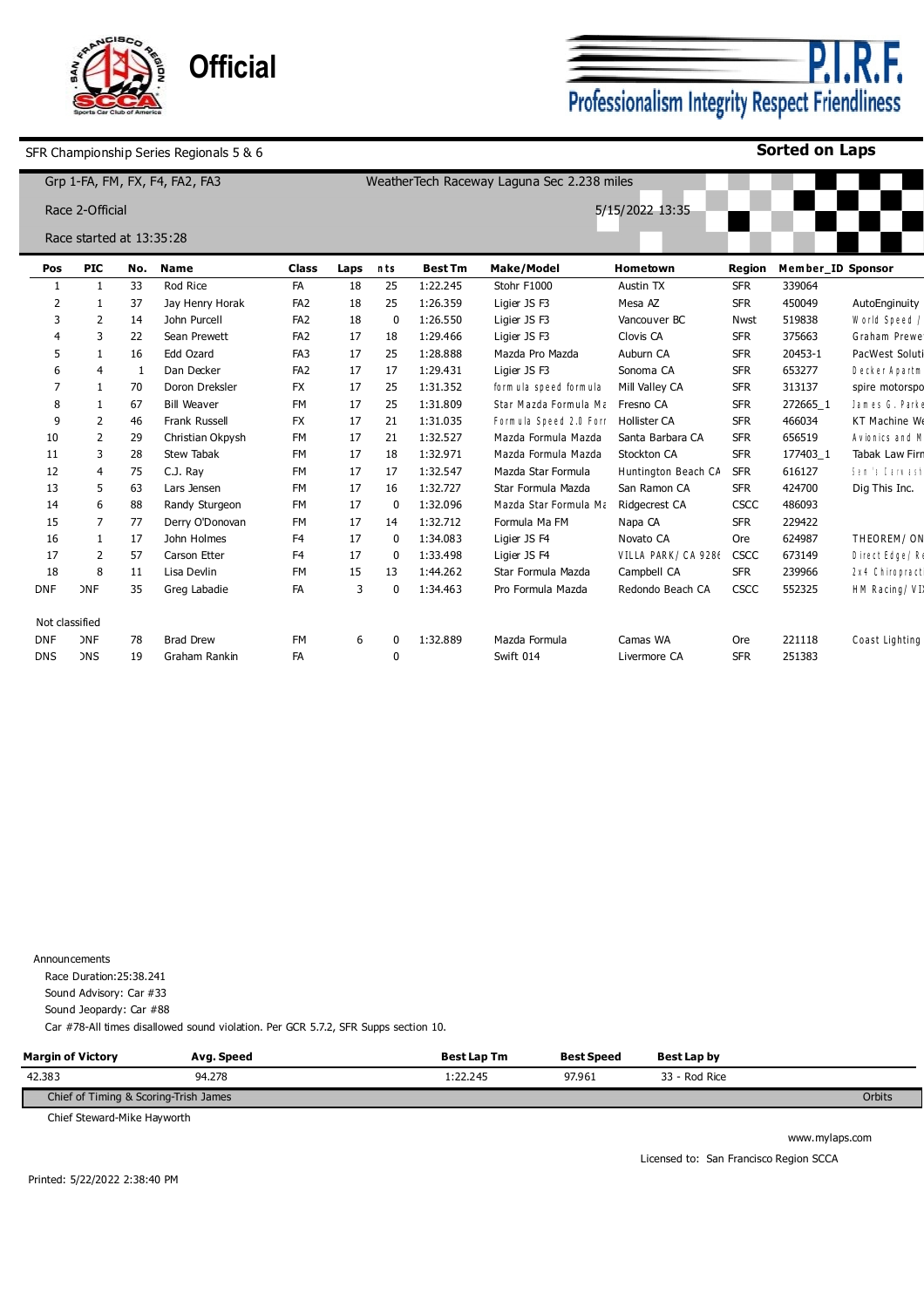Official

P.I.R.F.
Professionalism Integrity Respect Friendliness

SFR Championship Series Regionals 5 & 6

**Sorted on Laps**

Grp 1-FA, FM, FX, F4, FA2, FA3

WeatherTech Raceway Laguna Sec 2.238 miles

Race 2-Official

5/15/2022 13:35

Race started at 13:35:28

| Pos | PIC | No. | Name | Class | Laps | nts | Best Tm | Make/Model | Hometown | Region | Member_ID | Sponsor |
|---|---|---|---|---|---|---|---|---|---|---|---|---|
| 1 | 1 | 33 | Rod Rice | FA | 18 | 25 | 1:22.245 | Stohr F1000 | Austin TX | SFR | 339064 | |
| 2 | 1 | 37 | Jay Henry Horak | FA2 | 18 | 25 | 1:26.359 | Ligier JS F3 | Mesa AZ | SFR | 450049 | AutoEnginuity |
| 3 | 2 | 14 | John Purcell | FA2 | 18 | 0 | 1:26.550 | Ligier JS F3 | Vancouver BC | Nwst | 519838 | World Speed / |
| 4 | 3 | 22 | Sean Prewett | FA2 | 17 | 18 | 1:29.466 | Ligier JS F3 | Clovis CA | SFR | 375663 | Graham Prewe |
| 5 | 1 | 16 | Edd Ozard | FA3 | 17 | 25 | 1:28.888 | Mazda Pro Mazda | Auburn CA | SFR | 20453-1 | PacWest Soluti |
| 6 | 4 | 1 | Dan Decker | FA2 | 17 | 17 | 1:29.431 | Ligier JS F3 | Sonoma CA | SFR | 653277 | Decker Apartm |
| 7 | 1 | 70 | Doron Dreksler | FX | 17 | 25 | 1:31.352 | formula speed formula | Mill Valley CA | SFR | 313137 | spire motorspo |
| 8 | 1 | 67 | Bill Weaver | FM | 17 | 25 | 1:31.809 | Star Mazda Formula Ma | Fresno CA | SFR | 272665_1 | James G. Parke |
| 9 | 2 | 46 | Frank Russell | FX | 17 | 21 | 1:31.035 | Formula Speed 2.0 Forr | Hollister CA | SFR | 466034 | KT Machine We |
| 10 | 2 | 29 | Christian Okpysh | FM | 17 | 21 | 1:32.527 | Mazda Formula Mazda | Santa Barbara CA | SFR | 656519 | Avionics and M |
| 11 | 3 | 28 | Stew Tabak | FM | 17 | 18 | 1:32.971 | Mazda Formula Mazda | Stockton CA | SFR | 177403_1 | Tabak Law Firn |
| 12 | 4 | 75 | C.J. Ray | FM | 17 | 17 | 1:32.547 | Mazda Star Formula | Huntington Beach CA | SFR | 616127 | Sen's Carwash |
| 13 | 5 | 63 | Lars Jensen | FM | 17 | 16 | 1:32.727 | Star Formula Mazda | San Ramon CA | SFR | 424700 | Dig This Inc. |
| 14 | 6 | 88 | Randy Sturgeon | FM | 17 | 0 | 1:32.096 | Mazda Star Formula Ma | Ridgecrest CA | CSCC | 486093 | |
| 15 | 7 | 77 | Derry O'Donovan | FM | 17 | 14 | 1:32.712 | Formula Ma FM | Napa CA | SFR | 229422 | |
| 16 | 1 | 17 | John Holmes | F4 | 17 | 0 | 1:34.083 | Ligier JS F4 | Novato CA | Ore | 624987 | THEOREM/ON |
| 17 | 2 | 57 | Carson Etter | F4 | 17 | 0 | 1:33.498 | Ligier JS F4 | VILLA PARK/ CA 9286 | CSCC | 673149 | Direct Edge/ Re |
| 18 | 8 | 11 | Lisa Devlin | FM | 15 | 13 | 1:44.262 | Star Formula Mazda | Campbell CA | SFR | 239966 | 2x4 Chiropract |
| DNF | DNF | 35 | Greg Labadie | FA | 3 | 0 | 1:34.463 | Pro Formula Mazda | Redondo Beach CA | CSCC | 552325 | HM Racing/ VI |
| Not classified | | | | | | | | | | | | |
| DNF | DNF | 78 | Brad Drew | FM | 6 | 0 | 1:32.889 | Mazda Formula | Camas WA | Ore | 221118 | Coast Lighting |
| DNS | DNS | 19 | Graham Rankin | FA | | 0 | | Swift 014 | Livermore CA | SFR | 251383 | |

Announcements

Race Duration:25:38.241

Sound Advisory: Car #33

Sound Jeopardy: Car #88

Car #78-All times disallowed sound violation. Per GCR 5.7.2, SFR Supps section 10.

| Margin of Victory | Avg. Speed | Best Lap Tm | Best Speed | Best Lap by |
|---|---|---|---|---|
| 42.383 | 94.278 | 1:22.245 | 97.961 | 33 - Rod Rice |

Chief of Timing & Scoring-Trish James

Orbits

Chief Steward-Mike Hayworth

www.mylaps.com

Licensed to: San Francisco Region SCCA

Printed: 5/22/2022 2:38:40 PM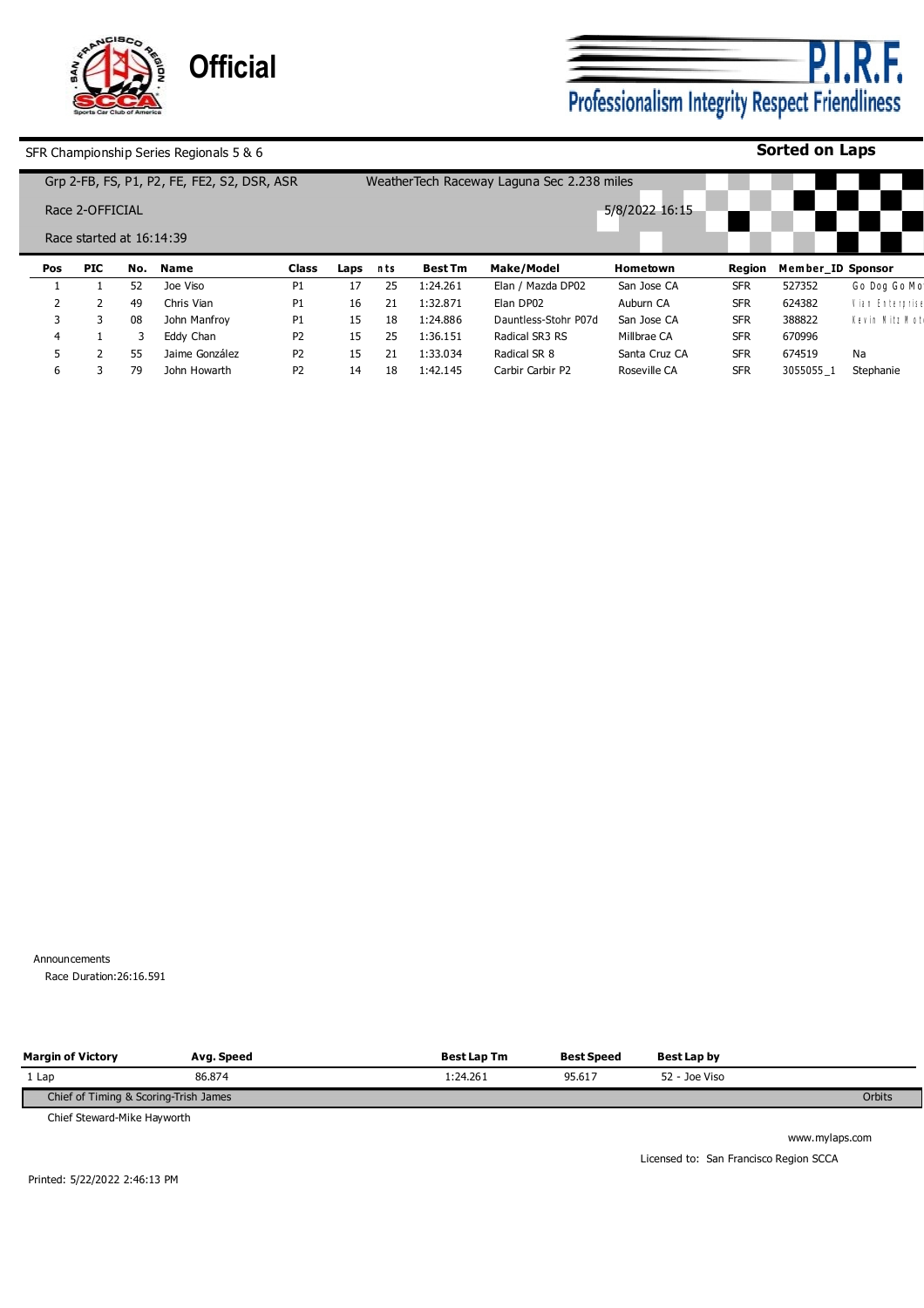Official

**P.I.R.F.**
Professionalism Integrity Respect Friendliness

SFR Championship Series Regionals 5 & 6

**Sorted on Laps**

Grp 2-FB, FS, P1, P2, FE, FE2, S2, DSR, ASR

WeatherTech Raceway Laguna Sec 2.238 miles

Race 2-OFFICIAL

5/8/2022 16:15

Race started at 16:14:39

| Pos | PIC | No. | Name | Class | Laps | nts | Best Tm | Make/Model | Hometown | Region | Member_ID | Sponsor |
|---|---|---|---|---|---|---|---|---|---|---|---|---|
| 1 | 1 | 52 | Joe Viso | P1 | 17 | 25 | 1:24.261 | Elan / Mazda DP02 | San Jose CA | SFR | 527352 | Go Dog Go Mo |
| 2 | 2 | 49 | Chris Vian | P1 | 16 | 21 | 1:32.871 | Elan DP02 | Auburn CA | SFR | 624382 | Vian Enterprise |
| 3 | 3 | 08 | John Manfroy | P1 | 15 | 18 | 1:24.886 | Dauntless-Stohr P07d | San Jose CA | SFR | 388822 | Kevin Nitz Mot |
| 4 | 1 | 3 | Eddy Chan | P2 | 15 | 25 | 1:36.151 | Radical SR3 RS | Millbrae CA | SFR | 670996 | |
| 5 | 2 | 55 | Jaime González | P2 | 15 | 21 | 1:33.034 | Radical SR 8 | Santa Cruz CA | SFR | 674519 | Na |
| 6 | 3 | 79 | John Howarth | P2 | 14 | 18 | 1:42.145 | Carbir Carbir P2 | Roseville CA | SFR | 3055055_1 | Stephanie |

Announcements

Race Duration:26:16.591

| Margin of Victory | Avg. Speed | Best Lap Tm | Best Speed | Best Lap by |
|---|---|---|---|---|
| 1 Lap | 86.874 | 1:24.261 | 95.617 | 52 - Joe Viso |

Chief of Timing & Scoring-Trish James

Orbits

Chief Steward-Mike Hayworth

www.mylaps.com

Licensed to: San Francisco Region SCCA

Printed: 5/22/2022 2:46:13 PM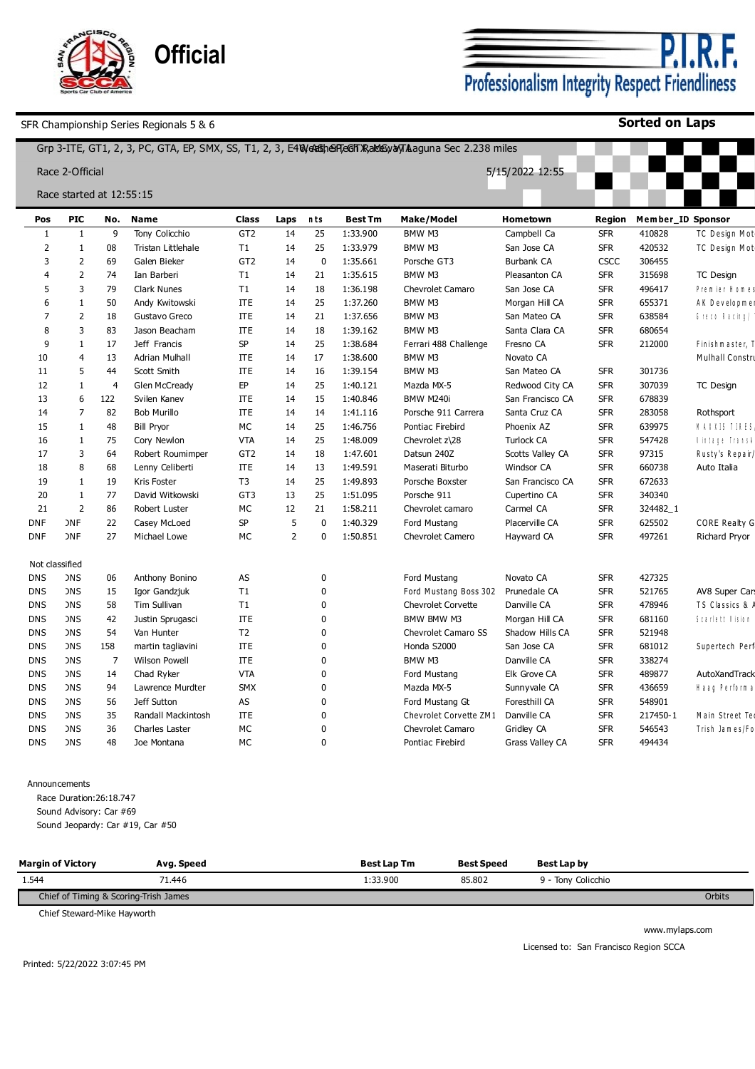# Official

**P.I.R.F.**
Professionalism Integrity Respect Friendliness

SFR Championship Series Regionals 5 & 6

**Sorted on Laps**

Grp 3-ITE, GT1, 2, 3, PC, GTA, EP, SMX, SS, T1, 2, 3, E46 WeatherTech Raceway Laguna Sec 2.238 miles

Race 2-Official

5/15/2022 12:55

Race started at 12:55:15

| Pos | PIC | No. | Name | Class | Laps | nts | Best Tm | Make/Model | Hometown | Region | Member_ID | Sponsor |
|---|---|---|---|---|---|---|---|---|---|---|---|---|
| 1 | 1 | 9 | Tony Colicchio | GT2 | 14 | 25 | 1:33.900 | BMW M3 | Campbell Ca | SFR | 410828 | TC Design Mot |
| 2 | 1 | 08 | Tristan Littlehale | T1 | 14 | 25 | 1:33.979 | BMW M3 | San Jose CA | SFR | 420532 | TC Design Mot |
| 3 | 2 | 69 | Galen Bieker | GT2 | 14 | 0 | 1:35.661 | Porsche GT3 | Burbank CA | CSCC | 306455 | |
| 4 | 2 | 74 | Ian Barberi | T1 | 14 | 21 | 1:35.615 | BMW M3 | Pleasanton CA | SFR | 315698 | TC Design |
| 5 | 3 | 79 | Clark Nunes | T1 | 14 | 18 | 1:36.198 | Chevrolet Camaro | San Jose CA | SFR | 496417 | Premier Homes |
| 6 | 1 | 50 | Andy Kwitowski | ITE | 14 | 25 | 1:37.260 | BMW M3 | Morgan Hill CA | SFR | 655371 | AK Developmer |
| 7 | 2 | 18 | Gustavo Greco | ITE | 14 | 21 | 1:37.656 | BMW M3 | San Mateo CA | SFR | 638584 | Greco Racing/ |
| 8 | 3 | 83 | Jason Beacham | ITE | 14 | 18 | 1:39.162 | BMW M3 | Santa Clara CA | SFR | 680654 | |
| 9 | 1 | 17 | Jeff Francis | SP | 14 | 25 | 1:38.684 | Ferrari 488 Challenge | Fresno CA | SFR | 212000 | Finishmaster, T |
| 10 | 4 | 13 | Adrian Mulhall | ITE | 14 | 17 | 1:38.600 | BMW M3 | Novato CA | | | Mulhall Constru |
| 11 | 5 | 44 | Scott Smith | ITE | 14 | 16 | 1:39.154 | BMW M3 | San Mateo CA | SFR | 301736 | |
| 12 | 1 | 4 | Glen McCready | EP | 14 | 25 | 1:40.121 | Mazda MX-5 | Redwood City CA | SFR | 307039 | TC Design |
| 13 | 6 | 122 | Svilen Kanev | ITE | 14 | 15 | 1:40.846 | BMW M240i | San Francisco CA | SFR | 678839 | |
| 14 | 7 | 82 | Bob Murillo | ITE | 14 | 14 | 1:41.116 | Porsche 911 Carrera | Santa Cruz CA | SFR | 283058 | Rothsport |
| 15 | 1 | 48 | Bill Pryor | MC | 14 | 25 | 1:46.756 | Pontiac Firebird | Phoenix AZ | SFR | 639975 | MARKIS TIRES, |
| 16 | 1 | 75 | Cory Newlon | VTA | 14 | 25 | 1:48.009 | Chevrolet z\28 | Turlock CA | SFR | 547428 | Vintage Transk |
| 17 | 3 | 64 | Robert Roumimper | GT2 | 14 | 18 | 1:47.601 | Datsun 240Z | Scotts Valley CA | SFR | 97315 | Rusty's Repair/ |
| 18 | 8 | 68 | Lenny Celiberti | ITE | 14 | 13 | 1:49.591 | Maserati Biturbo | Windsor CA | SFR | 660738 | Auto Italia |
| 19 | 1 | 19 | Kris Foster | T3 | 14 | 25 | 1:49.893 | Porsche Boxster | San Francisco CA | SFR | 672633 | |
| 20 | 1 | 77 | David Witkowski | GT3 | 13 | 25 | 1:51.095 | Porsche 911 | Cupertino CA | SFR | 340340 | |
| 21 | 2 | 86 | Robert Luster | MC | 12 | 21 | 1:58.211 | Chevrolet camaro | Carmel CA | SFR | 324482_1 | |
| DNF | DNF | 22 | Casey McLoed | SP | 5 | 0 | 1:40.329 | Ford Mustang | Placerville CA | SFR | 625502 | CORE Realty G |
| DNF | DNF | 27 | Michael Lowe | MC | 2 | 0 | 1:50.851 | Chevrolet Camero | Hayward CA | SFR | 497261 | Richard Pryor |

Not classified

| Pos | PIC | No. | Name | Class | Laps | nts | Best Tm | Make/Model | Hometown | Region | Member_ID | Sponsor |
|---|---|---|---|---|---|---|---|---|---|---|---|---|
| DNS | DNS | 06 | Anthony Bonino | AS | | 0 | | Ford Mustang | Novato CA | SFR | 427325 | |
| DNS | DNS | 15 | Igor Gandzjuk | T1 | | 0 | | Ford Mustang Boss 302 | Prunedale CA | SFR | 521765 | AV8 Super Cars |
| DNS | DNS | 58 | Tim Sullivan | T1 | | 0 | | Chevrolet Corvette | Danville CA | SFR | 478946 | TS Classics & |
| DNS | DNS | 42 | Justin Sprugasci | ITE | | 0 | | BMW BMW M3 | Morgan Hill CA | SFR | 681160 | Scarlett Vision |
| DNS | DNS | 54 | Van Hunter | T2 | | 0 | | Chevrolet Camaro SS | Shadow Hills CA | SFR | 521948 | |
| DNS | DNS | 158 | martin tagliavini | ITE | | 0 | | Honda S2000 | San Jose CA | SFR | 681012 | Supertech Perf |
| DNS | DNS | 7 | Wilson Powell | ITE | | 0 | | BMW M3 | Danville CA | SFR | 338274 | |
| DNS | DNS | 14 | Chad Ryker | VTA | | 0 | | Ford Mustang | Elk Grove CA | SFR | 489877 | AutoXandTrack |
| DNS | DNS | 94 | Lawrence Murdter | SMX | | 0 | | Mazda MX-5 | Sunnyvale CA | SFR | 436659 | Haag Performa |
| DNS | DNS | 56 | Jeff Sutton | AS | | 0 | | Ford Mustang Gt | Foresthill CA | SFR | 548901 | |
| DNS | DNS | 35 | Randall Mackintosh | ITE | | 0 | | Chevrolet Corvette ZM1 | Danville CA | SFR | 217450-1 | Main Street Tec |
| DNS | DNS | 36 | Charles Laster | MC | | 0 | | Chevrolet Camaro | Gridley CA | SFR | 546543 | Trish James/Fo |
| DNS | DNS | 48 | Joe Montana | MC | | 0 | | Pontiac Firebird | Grass Valley CA | SFR | 494434 | |

Announcements

- Race Duration:26:18.747
- Sound Advisory: Car #69
- Sound Jeopardy: Car #19, Car #50

| Margin of Victory | Avg. Speed | Best Lap Tm | Best Speed | Best Lap by |
|---|---|---|---|---|
| 1.544 | 71.446 | 1:33.900 | 85.802 | 9 - Tony Colicchio |

Chief of Timing & Scoring-Trish James — Orbits

Chief Steward-Mike Hayworth

www.mylaps.com

Licensed to: San Francisco Region SCCA

Printed: 5/22/2022 3:07:45 PM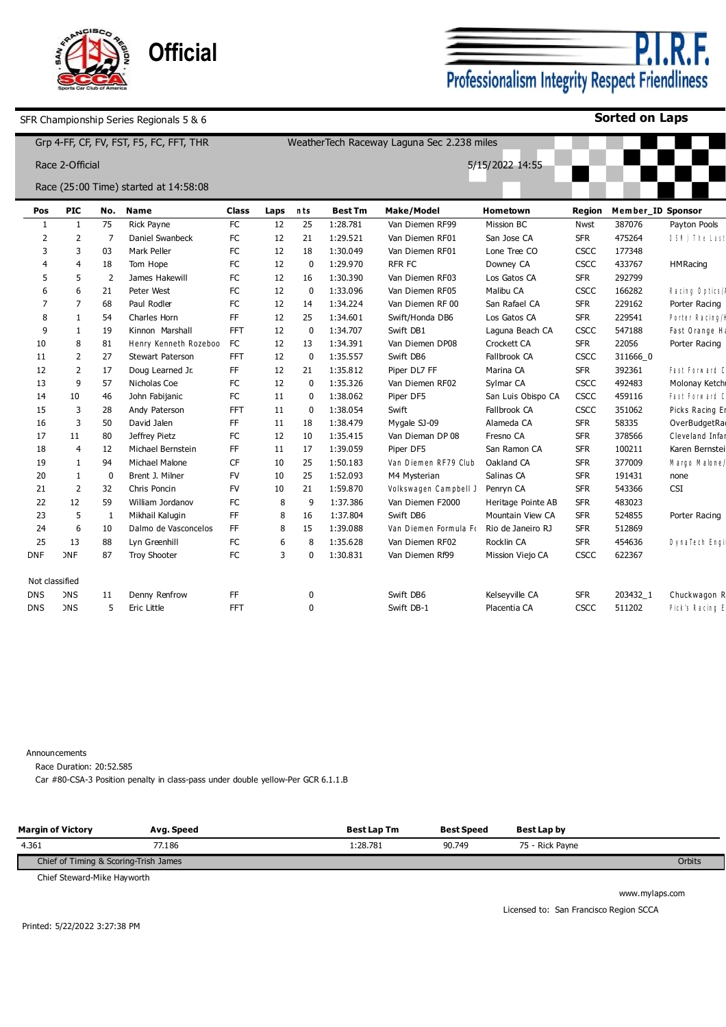Official

P.I.R.F.
Professionalism Integrity Respect Friendliness

SFR Championship Series Regionals 5 & 6

**Sorted on Laps**

Grp 4-FF, CF, FV, FST, F5, FC, FFT, THR

WeatherTech Raceway Laguna Sec 2.238 miles

Race 2-Official

5/15/2022 14:55

Race (25:00 Time) started at 14:58:08

| Pos | PIC | No. | Name | Class | Laps | nts | Best Tm | Make/Model | Hometown | Region | Member_ID | Sponsor |
|---|---|---|---|---|---|---|---|---|---|---|---|---|
| 1 | 1 | 75 | Rick Payne | FC | 12 | 25 | 1:28.781 | Van Diemen RF99 | Mission BC | Nwst | 387076 | Payton Pools |
| 2 | 2 | 7 | Daniel Swanbeck | FC | 12 | 21 | 1:29.521 | Van Diemen RF01 | San Jose CA | SFR | 475264 | DSM / The Last |
| 3 | 3 | 03 | Mark Peller | FC | 12 | 18 | 1:30.049 | Van Diemen RF01 | Lone Tree CO | CSCC | 177348 | |
| 4 | 4 | 18 | Tom Hope | FC | 12 | 0 | 1:29.970 | RFR FC | Downey CA | CSCC | 433767 | HMRacing |
| 5 | 5 | 2 | James Hakewill | FC | 12 | 16 | 1:30.390 | Van Diemen RF03 | Los Gatos CA | SFR | 292799 | |
| 6 | 6 | 21 | Peter West | FC | 12 | 0 | 1:33.096 | Van Diemen RF05 | Malibu CA | CSCC | 166282 | Racing Optics/ |
| 7 | 7 | 68 | Paul Rodler | FC | 12 | 14 | 1:34.224 | Van Diemen RF 00 | San Rafael CA | SFR | 229162 | Porter Racing |
| 8 | 1 | 54 | Charles Horn | FF | 12 | 25 | 1:34.601 | Swift/Honda DB6 | Los Gatos CA | SFR | 229541 | Porter Racing/ |
| 9 | 1 | 19 | Kinnon Marshall | FFT | 12 | 0 | 1:34.707 | Swift DB1 | Laguna Beach CA | CSCC | 547188 | Fast Orange H |
| 10 | 8 | 81 | Henry Kenneth Rozeboo | FC | 12 | 13 | 1:34.391 | Van Diemen DP08 | Crockett CA | SFR | 22056 | Porter Racing |
| 11 | 2 | 27 | Stewart Paterson | FFT | 12 | 0 | 1:35.557 | Swift DB6 | Fallbrook CA | CSCC | 311666_0 | |
| 12 | 2 | 17 | Doug Learned Jr. | FF | 12 | 21 | 1:35.812 | Piper DL7 FF | Marina CA | SFR | 392361 | Fast Forward C |
| 13 | 9 | 57 | Nicholas Coe | FC | 12 | 0 | 1:35.326 | Van Diemen RF02 | Sylmar CA | CSCC | 492483 | Molonay Ketch |
| 14 | 10 | 46 | John Fabijanic | FC | 11 | 0 | 1:38.062 | Piper DF5 | San Luis Obispo CA | CSCC | 459116 | Fast Forward C |
| 15 | 3 | 28 | Andy Paterson | FFT | 11 | 0 | 1:38.054 | Swift | Fallbrook CA | CSCC | 351062 | Picks Racing E |
| 16 | 3 | 50 | David Jalen | FF | 11 | 18 | 1:38.479 | Mygale SJ-09 | Alameda CA | SFR | 58335 | OverBudgetRa |
| 17 | 11 | 80 | Jeffrey Pietz | FC | 12 | 10 | 1:35.415 | Van Dieman DP 08 | Fresno CA | SFR | 378566 | Cleveland Infa |
| 18 | 4 | 12 | Michael Bernstein | FF | 11 | 17 | 1:39.059 | Piper DF5 | San Ramon CA | SFR | 100211 | Karen Bernstei |
| 19 | 1 | 94 | Michael Malone | CF | 10 | 25 | 1:50.183 | Van Diemen RF79 Club | Oakland CA | SFR | 377009 | Margo Malone/ |
| 20 | 1 | 0 | Brent J. Milner | FV | 10 | 25 | 1:52.093 | M4 Mysterian | Salinas CA | SFR | 191431 | none |
| 21 | 2 | 32 | Chris Poncin | FV | 10 | 21 | 1:59.870 | Volkswagen Campbell J | Penryn CA | SFR | 543366 | CSI |
| 22 | 12 | 59 | William Jordanov | FC | 8 | 9 | 1:37.386 | Van Diemen F2000 | Heritage Pointe AB | SFR | 483023 | |
| 23 | 5 | 1 | Mikhail Kalugin | FF | 8 | 16 | 1:37.804 | Swift DB6 | Mountain View CA | SFR | 524855 | Porter Racing |
| 24 | 6 | 10 | Dalmo de Vasconcelos | FF | 8 | 15 | 1:39.088 | Van Diemen Formula Fo | Rio de Janeiro RJ | SFR | 512869 | |
| 25 | 13 | 88 | Lyn Greenhill | FC | 6 | 8 | 1:35.628 | Van Diemen RF02 | Rocklin CA | SFR | 454636 | DynaTech Engi |
| DNF | DNF | 87 | Troy Shooter | FC | 3 | 0 | 1:30.831 | Van Diemen Rf99 | Mission Viejo CA | CSCC | 622367 | |
| Not classified | | | | | | | | | | | | |
| DNS | DNS | 11 | Denny Renfrow | FF | | 0 | | Swift DB6 | Kelseyville CA | SFR | 203432_1 | Chuckwagon R |
| DNS | DNS | 5 | Eric Little | FFT | | 0 | | Swift DB-1 | Placentia CA | CSCC | 511202 | Pick's Racing E |

Announcements

Race Duration: 20:52.585

Car #80-CSA-3 Position penalty in class-pass under double yellow-Per GCR 6.1.1.B

| Margin of Victory | Avg. Speed | Best Lap Tm | Best Speed | Best Lap by |
|---|---|---|---|---|
| 4.361 | 77.186 | 1:28.781 | 90.749 | 75 - Rick Payne |

Chief of Timing & Scoring-Trish James — Orbits

Chief Steward-Mike Hayworth

www.mylaps.com

Licensed to: San Francisco Region SCCA

Printed: 5/22/2022 3:27:38 PM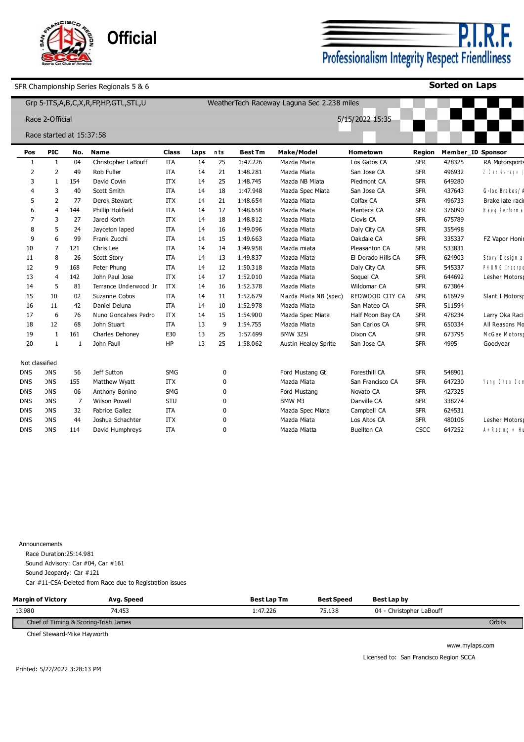Official

P.I.R.F.
Professionalism Integrity Respect Friendliness

SFR Championship Series Regionals 5 & 6

**Sorted on Laps**

Grp 5-ITS,A,B,C,X,R,FP,HP,GTL,STL,U

WeatherTech Raceway Laguna Sec 2.238 miles

Race 2-Official

5/15/2022 15:35

Race started at 15:37:58

| Pos | PIC | No. | Name | Class | Laps | nts | Best Tm | Make/Model | Hometown | Region | Member_ID | Sponsor |
|---|---|---|---|---|---|---|---|---|---|---|---|---|
| 1 | 1 | 04 | Christopher LaBouff | ITA | 14 | 25 | 1:47.226 | Mazda Miata | Los Gatos CA | SFR | 428325 | RA Motorsports |
| 2 | 2 | 49 | Rob Fuller | ITA | 14 | 21 | 1:48.281 | Mazda Miata | San Jose CA | SFR | 496932 | 2 Car Garage ( |
| 3 | 1 | 154 | David Covin | ITX | 14 | 25 | 1:48.745 | Mazda NB Miata | Piedmont CA | SFR | 649280 | |
| 4 | 3 | 40 | Scott Smith | ITA | 14 | 18 | 1:47.948 | Mazda Spec Miata | San Jose CA | SFR | 437643 | G-loc Brakes/ A |
| 5 | 2 | 77 | Derek Stewart | ITX | 14 | 21 | 1:48.654 | Mazda Miata | Colfax CA | SFR | 496733 | Brake late racin |
| 6 | 4 | 144 | Phillip Holifield | ITA | 14 | 17 | 1:48.658 | Mazda Miata | Manteca CA | SFR | 376090 | Haag Performa |
| 7 | 3 | 27 | Jared Korth | ITX | 14 | 18 | 1:48.812 | Mazda Miata | Clovis CA | SFR | 675789 | |
| 8 | 5 | 24 | Jayceton laped | ITA | 14 | 16 | 1:49.096 | Mazda Miata | Daly City CA | SFR | 355498 | |
| 9 | 6 | 99 | Frank Zucchi | ITA | 14 | 15 | 1:49.663 | Mazda Miata | Oakdale CA | SFR | 335337 | FZ Vapor Honin |
| 10 | 7 | 121 | Chris Lee | ITA | 14 | 14 | 1:49.958 | Mazda miata | Pleasanton CA | SFR | 533831 | |
| 11 | 8 | 26 | Scott Story | ITA | 14 | 13 | 1:49.837 | Mazda Miata | El Dorado Hills CA | SFR | 624903 | Story Design a |
| 12 | 9 | 168 | Peter Phung | ITA | 14 | 12 | 1:50.318 | Mazda Miata | Daly City CA | SFR | 545337 | PHUNG Incorpo |
| 13 | 4 | 142 | John Paul Jose | ITX | 14 | 17 | 1:52.010 | Mazda Miata | Soquel CA | SFR | 644692 | Lesher Motorsp |
| 14 | 5 | 81 | Terrance Underwood Jr | ITX | 14 | 16 | 1:52.378 | Mazda Miata | Wildomar CA | SFR | 673864 | |
| 15 | 10 | 02 | Suzanne Cobos | ITA | 14 | 11 | 1:52.679 | Mazda Miata NB (spec) | REDWOOD CITY CA | SFR | 616979 | Slant I Motorsp |
| 16 | 11 | 42 | Daniel Deluna | ITA | 14 | 10 | 1:52.978 | Mazda Miata | San Mateo CA | SFR | 511594 | |
| 17 | 6 | 76 | Nuno Goncalves Pedro | ITX | 14 | 15 | 1:54.900 | Mazda Spec Miata | Half Moon Bay CA | SFR | 478234 | Larry Oka Raci |
| 18 | 12 | 68 | John Stuart | ITA | 13 | 9 | 1:54.755 | Mazda Miata | San Carlos CA | SFR | 650334 | All Reasons Mo |
| 19 | 1 | 161 | Charles Dehoney | E30 | 13 | 25 | 1:57.699 | BMW 325i | Dixon CA | SFR | 673795 | McGee Motorsp |
| 20 | 1 | 1 | John Faull | HP | 13 | 25 | 1:58.062 | Austin Healey Sprite | San Jose CA | SFR | 4995 | Goodyear |
| Not classified | | | | | | | | | | | | |
| DNS | DNS | 56 | Jeff Sutton | SMG | | 0 | | Ford Mustang Gt | Foresthill CA | SFR | 548901 | |
| DNS | DNS | 155 | Matthew Wyatt | ITX | | 0 | | Mazda Miata | San Francisco CA | SFR | 647230 | Yang Chen Con |
| DNS | DNS | 06 | Anthony Bonino | SMG | | 0 | | Ford Mustang | Novato CA | SFR | 427325 | |
| DNS | DNS | 7 | Wilson Powell | STU | | 0 | | BMW M3 | Danville CA | SFR | 338274 | |
| DNS | DNS | 32 | Fabrice Gallez | ITA | | 0 | | Mazda Spec Miata | Campbell CA | SFR | 624531 | |
| DNS | DNS | 44 | Joshua Schachter | ITX | | 0 | | Mazda Miata | Los Altos CA | SFR | 480106 | Lesher Motorsp |
| DNS | DNS | 114 | David Humphreys | ITA | | 0 | | Mazda Miatta | Buellton CA | CSCC | 647252 | A+Racing + Hu |

Announcements

Race Duration:25:14.981
Sound Advisory: Car #04, Car #161
Sound Jeopardy: Car #121
Car #11-CSA-Deleted from Race due to Registration issues

| Margin of Victory | Avg. Speed | Best Lap Tm | Best Speed | Best Lap by |
|---|---|---|---|---|
| 13.980 | 74.453 | 1:47.226 | 75.138 | 04 - Christopher LaBouff |

Chief of Timing & Scoring-Trish James

Orbits

Chief Steward-Mike Hayworth

www.mylaps.com

Licensed to: San Francisco Region SCCA

Printed: 5/22/2022 3:28:13 PM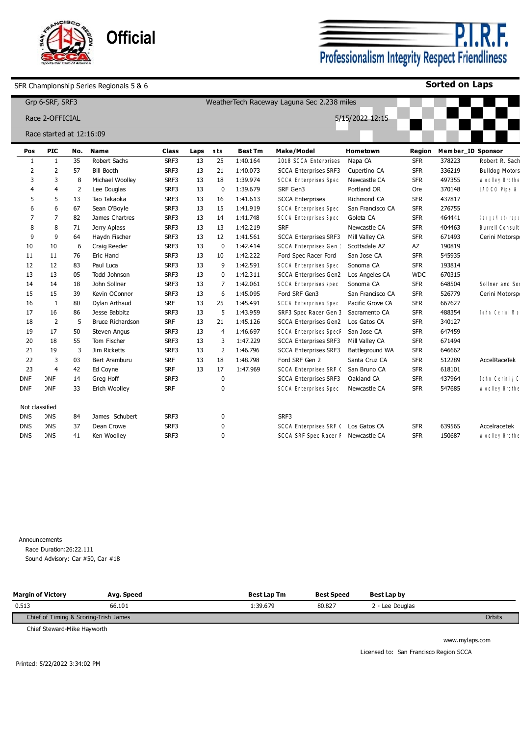Official

P.I.R.F.

Professionalism Integrity Respect Friendliness

SFR Championship Series Regionals 5 & 6

**Sorted on Laps**

Grp 6-SRF, SRF3

WeatherTech Raceway Laguna Sec 2.238 miles

Race 2-OFFICIAL

5/15/2022 12:15

Race started at 12:16:09

| Pos | PIC | No. | Name | Class | Laps | nts | Best Tm | Make/Model | Hometown | Region | Member_ID | Sponsor |
|---|---|---|---|---|---|---|---|---|---|---|---|---|
| 1 | 1 | 35 | Robert Sachs | SRF3 | 13 | 25 | 1:40.164 | 2018 SCCA Enterprises | Napa CA | SFR | 378223 | Robert R. Sach |
| 2 | 2 | 57 | Bill Booth | SRF3 | 13 | 21 | 1:40.073 | SCCA Enterprises SRF3 | Cupertino CA | SFR | 336219 | Bulldog Motors |
| 3 | 3 | 8 | Michael Woolley | SRF3 | 13 | 18 | 1:39.974 | SCCA Enterprises Spec | Newcastle CA | SFR | 497355 | Woolley Brothe |
| 4 | 4 | 2 | Lee Douglas | SRF3 | 13 | 0 | 1:39.679 | SRF Gen3 | Portland OR | Ore | 370148 | LADCO Pipe & |
| 5 | 5 | 13 | Tao Takaoka | SRF3 | 13 | 16 | 1:41.613 | SCCA Enterprises | Richmond CA | SFR | 437817 | |
| 6 | 6 | 67 | Sean O'Boyle | SRF3 | 13 | 15 | 1:41.919 | SCCA Enterprises Spec | San Francisco CA | SFR | 276755 | |
| 7 | 7 | 82 | James Chartres | SRF3 | 13 | 14 | 1:41.748 | SCCA Enterprises Spec | Goleta CA | SFR | 464441 | KangaMotorsp |
| 8 | 8 | 71 | Jerry Aplass | SRF3 | 13 | 13 | 1:42.219 | SRF | Newcastle CA | SFR | 404463 | Burrell Consult |
| 9 | 9 | 64 | Haydn Fischer | SRF3 | 13 | 12 | 1:41.561 | SCCA Enterprises SRF3 | Mill Valley CA | SFR | 671493 | Cerini Motorsp |
| 10 | 10 | 6 | Craig Reeder | SRF3 | 13 | 0 | 1:42.414 | SCCA Enterprises Gen 3 | Scottsdale AZ | AZ | 190819 | |
| 11 | 11 | 76 | Eric Hand | SRF3 | 13 | 10 | 1:42.222 | Ford Spec Racer Ford | San Jose CA | SFR | 545935 | |
| 12 | 12 | 83 | Paul Luca | SRF3 | 13 | 9 | 1:42.591 | SCCA Enterprises Spec | Sonoma CA | SFR | 193814 | |
| 13 | 13 | 05 | Todd Johnson | SRF3 | 13 | 0 | 1:42.311 | SCCA Enterprises Gen2 | Los Angeles CA | WDC | 670315 | |
| 14 | 14 | 18 | John Sollner | SRF3 | 13 | 7 | 1:42.061 | SCCA Enterprises spec | Sonoma CA | SFR | 648504 | Sollner and Sor |
| 15 | 15 | 39 | Kevin OConnor | SRF3 | 13 | 6 | 1:45.095 | Ford SRF Gen3 | San Francisco CA | SFR | 526779 | Cerini Motorsp |
| 16 | 1 | 80 | Dylan Arthaud | SRF | 13 | 25 | 1:45.491 | SCCA Enterprises Spec | Pacific Grove CA | SFR | 667627 | |
| 17 | 16 | 86 | Jesse Babbitz | SRF3 | 13 | 5 | 1:43.959 | SRF3 Spec Racer Gen 3 | Sacramento CA | SFR | 488354 | John Cerini Mo |
| 18 | 2 | 5 | Bruce Richardson | SRF | 13 | 21 | 1:45.126 | SCCA Enterprises Gen2 | Los Gatos CA | SFR | 340127 | |
| 19 | 17 | 50 | Steven Angus | SRF3 | 13 | 4 | 1:46.697 | SCCA Enterprises SpecR | San Jose CA | SFR | 647459 | |
| 20 | 18 | 55 | Tom Fischer | SRF3 | 13 | 3 | 1:47.229 | SCCA Enterprises SRF3 | Mill Valley CA | SFR | 671494 | |
| 21 | 19 | 3 | Jim Ricketts | SRF3 | 13 | 2 | 1:46.796 | SCCA Enterprises SRF3 | Battleground WA | SFR | 646662 | |
| 22 | 3 | 03 | Bert Aramburu | SRF | 13 | 18 | 1:48.798 | Ford SRF Gen 2 | Santa Cruz CA | SFR | 512289 | AccelRaceTek |
| 23 | 4 | 42 | Ed Coyne | SRF | 13 | 17 | 1:47.969 | SCCA Enterprises SRF ( | San Bruno CA | SFR | 618101 | |
| DNF | DNF | 14 | Greg Hoff | SRF3 | | 0 | | SCCA Enterprises SRF3 | Oakland CA | SFR | 437964 | John Cerini / C |
| DNF | DNF | 33 | Erich Woolley | SRF | | 0 | | SCCA Enterprises Spec | Newcastle CA | SFR | 547685 | Woolley Brothe |
| Not classified | | | | | | | | | | | | |
| DNS | DNS | 84 | James Schubert | SRF3 | | 0 | | SRF3 | | | | |
| DNS | DNS | 37 | Dean Crowe | SRF3 | | 0 | | SCCA Enterprises SRF ( | Los Gatos CA | SFR | 639565 | Accelracetek |
| DNS | DNS | 41 | Ken Woolley | SRF3 | | 0 | | SCCA SRF Spec Racer F | Newcastle CA | SFR | 150687 | Woolley Brothe |

Announcements
Race Duration:26:22.111
Sound Advisory: Car #50, Car #18

| Margin of Victory | Avg. Speed | Best Lap Tm | Best Speed | Best Lap by |
|---|---|---|---|---|
| 0.513 | 66.101 | 1:39.679 | 80.827 | 2 - Lee Douglas |

Chief of Timing & Scoring-Trish James — Orbits

Chief Steward-Mike Hayworth

www.mylaps.com

Licensed to: San Francisco Region SCCA

Printed: 5/22/2022 3:34:02 PM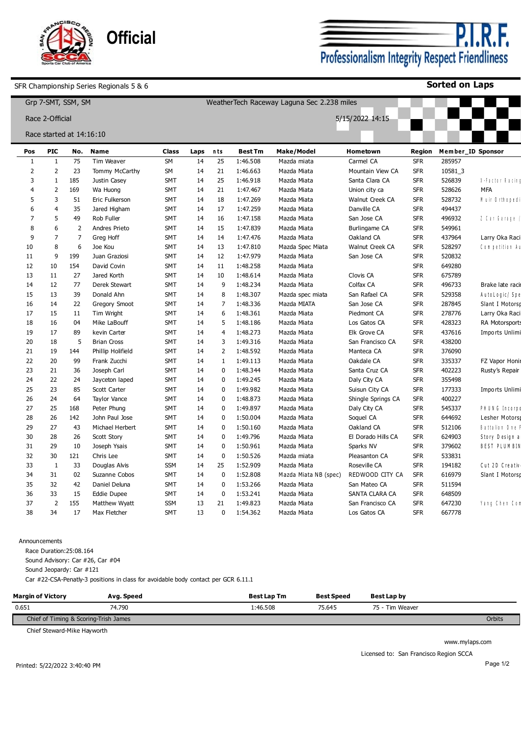**Official**

**P.I.R.F.**
Professionalism Integrity Respect Friendliness

SFR Championship Series Regionals 5 & 6 — **Sorted on Laps**

Grp 7-SMT, SSM, SM — WeatherTech Raceway Laguna Sec 2.238 miles

Race 2-Official — 5/15/2022 14:15

Race started at 14:16:10

| Pos | PIC | No. | Name | Class | Laps | nts | Best Tm | Make/Model | Hometown | Region | Member_ID | Sponsor |
|---|---|---|---|---|---|---|---|---|---|---|---|---|
| 1 | 1 | 75 | Tim Weaver | SM | 14 | 25 | 1:46.508 | Mazda miata | Carmel CA | SFR | 285957 | |
| 2 | 2 | 23 | Tommy McCarthy | SM | 14 | 21 | 1:46.663 | Mazda Miata | Mountain View CA | SFR | 10581_3 | |
| 3 | 1 | 185 | Justin Casey | SMT | 14 | 25 | 1:46.918 | Mazda Miata | Santa Clara CA | SFR | 526839 | X-Factor Racing |
| 4 | 2 | 169 | Wa Huong | SMT | 14 | 21 | 1:47.467 | Mazda Miata | Union city ca | SFR | 528626 | MFA |
| 5 | 3 | 51 | Eric Fulkerson | SMT | 14 | 18 | 1:47.269 | Mazda Miata | Walnut Creek CA | SFR | 528732 | Muir Orthopedi |
| 6 | 4 | 35 | Jared Higham | SMT | 14 | 17 | 1:47.259 | Mazda Miata | Danville CA | SFR | 494437 | |
| 7 | 5 | 49 | Rob Fuller | SMT | 14 | 16 | 1:47.158 | Mazda Miata | San Jose CA | SFR | 496932 | 2 Car Garage |
| 8 | 6 | 2 | Andres Prieto | SMT | 14 | 15 | 1:47.839 | Mazda Miata | Burlingame CA | SFR | 549961 | |
| 9 | 7 | 7 | Greg Hoff | SMT | 14 | 14 | 1:47.476 | Mazda Miata | Oakland CA | SFR | 437964 | Larry Oka Raci |
| 10 | 8 | 6 | Joe Kou | SMT | 14 | 13 | 1:47.810 | Mazda Spec Miata | Walnut Creek CA | SFR | 528297 | Competition Au |
| 11 | 9 | 199 | Juan Graziosi | SMT | 14 | 12 | 1:47.979 | Mazda Miata | San Jose CA | SFR | 520832 | |
| 12 | 10 | 154 | David Covin | SMT | 14 | 11 | 1:48.258 | Mazda Miata | | SFR | 649280 | |
| 13 | 11 | 27 | Jared Korth | SMT | 14 | 10 | 1:48.614 | Mazda Miata | Clovis CA | SFR | 675789 | |
| 14 | 12 | 77 | Derek Stewart | SMT | 14 | 9 | 1:48.234 | Mazda Miata | Colfax CA | SFR | 496733 | Brake late raci |
| 15 | 13 | 39 | Donald Ahn | SMT | 14 | 8 | 1:48.307 | Mazda spec miata | San Rafael CA | SFR | 529358 | AutoLogic/Spe |
| 16 | 14 | 22 | Gregory Smoot | SMT | 14 | 7 | 1:48.336 | Mazda MIATA | San Jose CA | SFR | 287845 | Slant I Motorsp |
| 17 | 15 | 11 | Tim Wright | SMT | 14 | 6 | 1:48.361 | Mazda Miata | Piedmont CA | SFR | 278776 | Larry Oka Raci |
| 18 | 16 | 04 | Mike LaBouff | SMT | 14 | 5 | 1:48.186 | Mazda Miata | Los Gatos CA | SFR | 428323 | RA Motorsports |
| 19 | 17 | 89 | kevin Carter | SMT | 14 | 4 | 1:48.273 | Mazda Miata | Elk Grove CA | SFR | 437616 | Imports Unlimi |
| 20 | 18 | 5 | Brian Cross | SMT | 14 | 3 | 1:49.316 | Mazda Miata | San Francisco CA | SFR | 438200 | |
| 21 | 19 | 144 | Phillip Holifield | SMT | 14 | 2 | 1:48.592 | Mazda Miata | Manteca CA | SFR | 376090 | |
| 22 | 20 | 99 | Frank Zucchi | SMT | 14 | 1 | 1:49.113 | Mazda Miata | Oakdale CA | SFR | 335337 | FZ Vapor Honir |
| 23 | 21 | 36 | Joseph Carl | SMT | 14 | 0 | 1:48.344 | Mazda Miata | Santa Cruz CA | SFR | 402223 | Rusty's Repair |
| 24 | 22 | 24 | Jayceton laped | SMT | 14 | 0 | 1:49.245 | Mazda Miata | Daly City CA | SFR | 355498 | |
| 25 | 23 | 85 | Scott Carter | SMT | 14 | 0 | 1:49.982 | Mazda Miata | Suisun City CA | SFR | 177333 | Imports Unlimi |
| 26 | 24 | 64 | Taylor Vance | SMT | 14 | 0 | 1:48.873 | Mazda Miata | Shingle Springs CA | SFR | 400227 | |
| 27 | 25 | 168 | Peter Phung | SMT | 14 | 0 | 1:49.897 | Mazda Miata | Daly City CA | SFR | 545337 | PHUNG Incorpo |
| 28 | 26 | 142 | John Paul Jose | SMT | 14 | 0 | 1:50.004 | Mazda Miata | Soquel CA | SFR | 644692 | Lesher Motorsp |
| 29 | 27 | 43 | Michael Herbert | SMT | 14 | 0 | 1:50.160 | Mazda Miata | Oakland CA | SFR | 512106 | Battalion One F |
| 30 | 28 | 26 | Scott Story | SMT | 14 | 0 | 1:49.796 | Mazda Miata | El Dorado Hills CA | SFR | 624903 | Story Design a |
| 31 | 29 | 10 | Joseph Ysais | SMT | 14 | 0 | 1:50.961 | Mazda Miata | Sparks NV | SFR | 379602 | BEST PLUMBIN |
| 32 | 30 | 121 | Chris Lee | SMT | 14 | 0 | 1:50.526 | Mazda miata | Pleasanton CA | SFR | 533831 | |
| 33 | 1 | 33 | Douglas Alvis | SSM | 14 | 25 | 1:52.909 | Mazda Miata | Roseville CA | SFR | 194182 | Cut 2D Creativ |
| 34 | 31 | 02 | Suzanne Cobos | SMT | 14 | 0 | 1:52.808 | Mazda Miata NB (spec) | REDWOOD CITY CA | SFR | 616979 | Slant I Motorsp |
| 35 | 32 | 42 | Daniel Deluna | SMT | 14 | 0 | 1:53.266 | Mazda Miata | San Mateo CA | SFR | 511594 | |
| 36 | 33 | 15 | Eddie Dupee | SMT | 14 | 0 | 1:53.241 | Mazda Miata | SANTA CLARA CA | SFR | 648509 | |
| 37 | 2 | 155 | Matthew Wyatt | SSM | 13 | 21 | 1:49.823 | Mazda Miata | San Francisco CA | SFR | 647230 | Yang Chen Con |
| 38 | 34 | 17 | Max Fletcher | SMT | 13 | 0 | 1:54.362 | Mazda Miata | Los Gatos CA | SFR | 667778 | |

Announcements

Race Duration:25:08.164

Sound Advisory: Car #26, Car #04

Sound Jeopardy: Car #121

Car #22-CSA-Penalty-3 positions in class for avoidable body contact per GCR 6.11.1

| Margin of Victory | Avg. Speed | Best Lap Tm | Best Speed | Best Lap by |
|---|---|---|---|---|
| 0.651 | 74.790 | 1:46.508 | 75.645 | 75 - Tim Weaver |

Chief of Timing & Scoring-Trish James — Orbits

Chief Steward-Mike Hayworth

www.mylaps.com

Licensed to: San Francisco Region SCCA

Printed: 5/22/2022 3:40:40 PM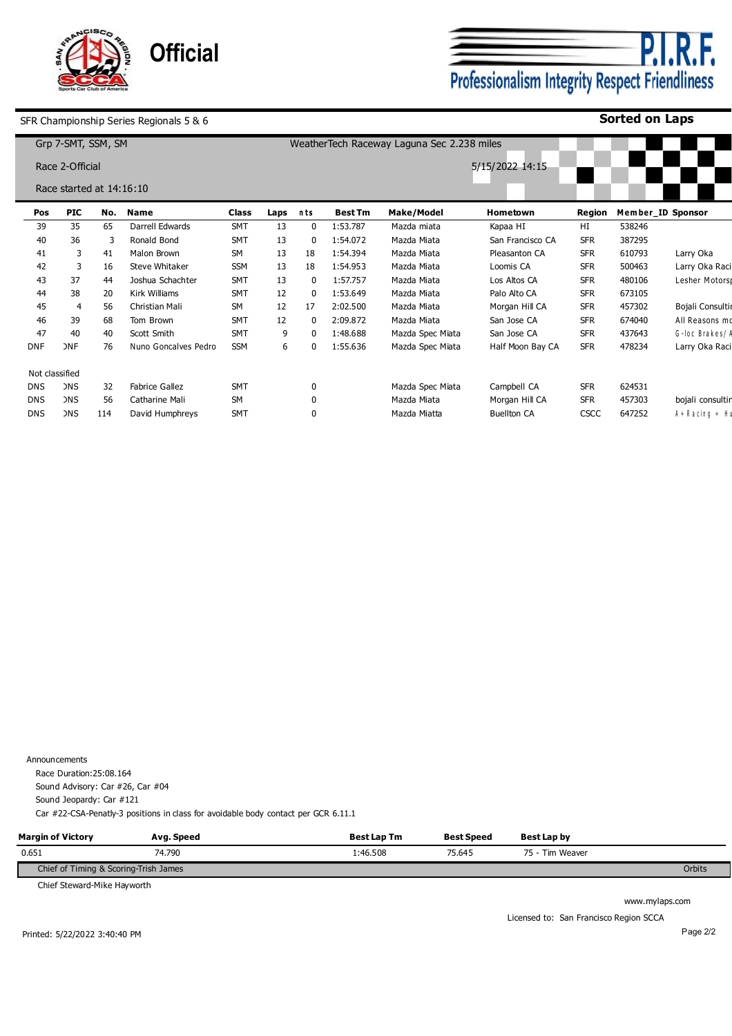Official

P.I.R.F.
Professionalism Integrity Respect Friendliness

SFR Championship Series Regionals 5 & 6

**Sorted on Laps**

Grp 7-SMT, SSM, SM

WeatherTech Raceway Laguna Sec 2.238 miles

Race 2-Official

5/15/2022 14:15

Race started at 14:16:10

| Pos | PIC | No. | Name | Class | Laps | nts | Best Tm | Make/Model | Hometown | Region | Member_ID | Sponsor |
|---|---|---|---|---|---|---|---|---|---|---|---|---|
| 39 | 35 | 65 | Darrell Edwards | SMT | 13 | 0 | 1:53.787 | Mazda miata | Kapaa HI | HI | 538246 | |
| 40 | 36 | 3 | Ronald Bond | SMT | 13 | 0 | 1:54.072 | Mazda Miata | San Francisco CA | SFR | 387295 | |
| 41 | 3 | 41 | Malon Brown | SM | 13 | 18 | 1:54.394 | Mazda Miata | Pleasanton CA | SFR | 610793 | Larry Oka |
| 42 | 3 | 16 | Steve Whitaker | SSM | 13 | 18 | 1:54.953 | Mazda Miata | Loomis CA | SFR | 500463 | Larry Oka Raci |
| 43 | 37 | 44 | Joshua Schachter | SMT | 13 | 0 | 1:57.757 | Mazda Miata | Los Altos CA | SFR | 480106 | Lesher Motorsp |
| 44 | 38 | 20 | Kirk Williams | SMT | 12 | 0 | 1:53.649 | Mazda Miata | Palo Alto CA | SFR | 673105 | |
| 45 | 4 | 56 | Christian Mali | SM | 12 | 17 | 2:02.500 | Mazda Miata | Morgan Hill CA | SFR | 457302 | Bojali Consultir |
| 46 | 39 | 68 | Tom Brown | SMT | 12 | 0 | 2:09.872 | Mazda Miata | San Jose CA | SFR | 674040 | All Reasons mo |
| 47 | 40 | 40 | Scott Smith | SMT | 9 | 0 | 1:48.688 | Mazda Spec Miata | San Jose CA | SFR | 437643 | G-loc Brakes/ A |
| DNF | DNF | 76 | Nuno Goncalves Pedro | SSM | 6 | 0 | 1:55.636 | Mazda Spec Miata | Half Moon Bay CA | SFR | 478234 | Larry Oka Raci |
| Not classified | | | | | | | | | | | | |
| DNS | DNS | 32 | Fabrice Gallez | SMT | | 0 | | Mazda Spec Miata | Campbell CA | SFR | 624531 | |
| DNS | DNS | 56 | Catharine Mali | SM | | 0 | | Mazda Miata | Morgan Hill CA | SFR | 457303 | bojali consultir |
| DNS | DNS | 114 | David Humphreys | SMT | | 0 | | Mazda Miatta | Buellton CA | CSCC | 647252 | A+Racing + Hu |

Announcements

- Race Duration:25:08.164
- Sound Advisory: Car #26, Car #04
- Sound Jeopardy: Car #121
- Car #22-CSA-Penalty-3 positions in class for avoidable body contact per GCR 6.11.1

| Margin of Victory | Avg. Speed | Best Lap Tm | Best Speed | Best Lap by |
|---|---|---|---|---|
| 0.651 | 74.790 | 1:46.508 | 75.645 | 75 - Tim Weaver |

Chief of Timing & Scoring-Trish James

Orbits

Chief Steward-Mike Hayworth

www.mylaps.com

Licensed to: San Francisco Region SCCA

Printed: 5/22/2022 3:40:40 PM